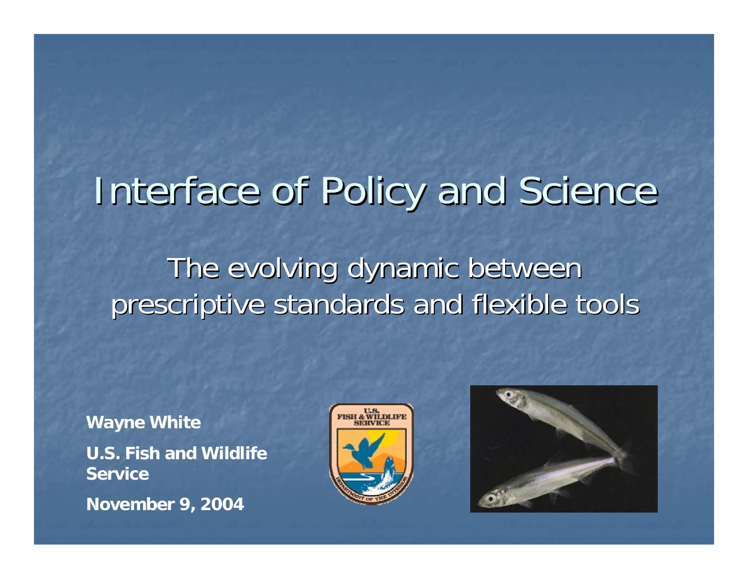# Interface of Policy and Science

## The evolving dynamic between prescriptive standards and flexible tools

**Wayne White**

**U.S. Fish and Wildlife Service**

**November 9, 2004**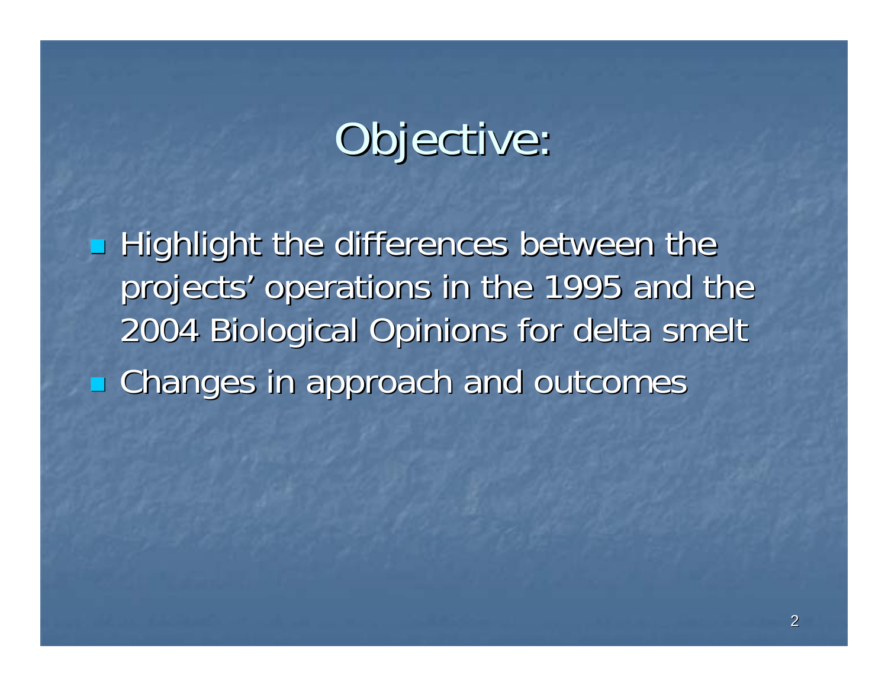# Objective:

- Highlight the differences between the projects' operations in the 1995 and the 2004 Biological Opinions for delta smelt
- Changes in approach and outcomes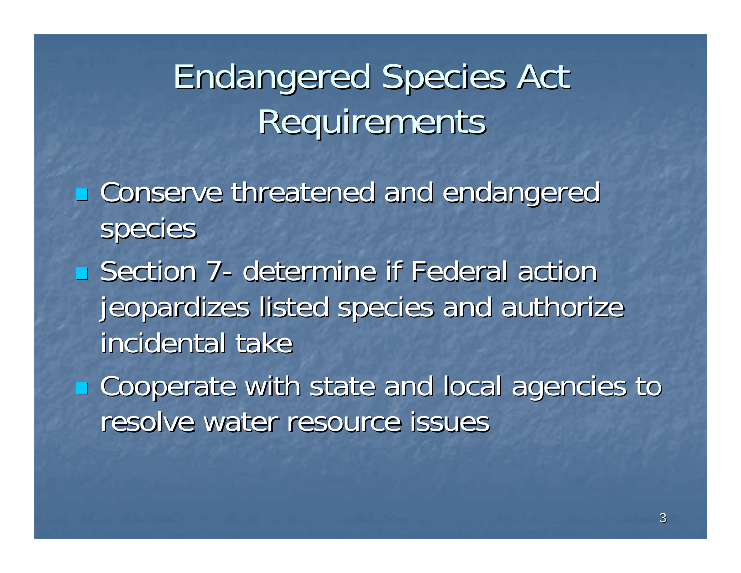# Endangered Species Act Requirements

- Conserve threatened and endangered species
- Section 7- determine if Federal action jeopardizes listed species and authorize incidental take
- Cooperate with state and local agencies to resolve water resource issues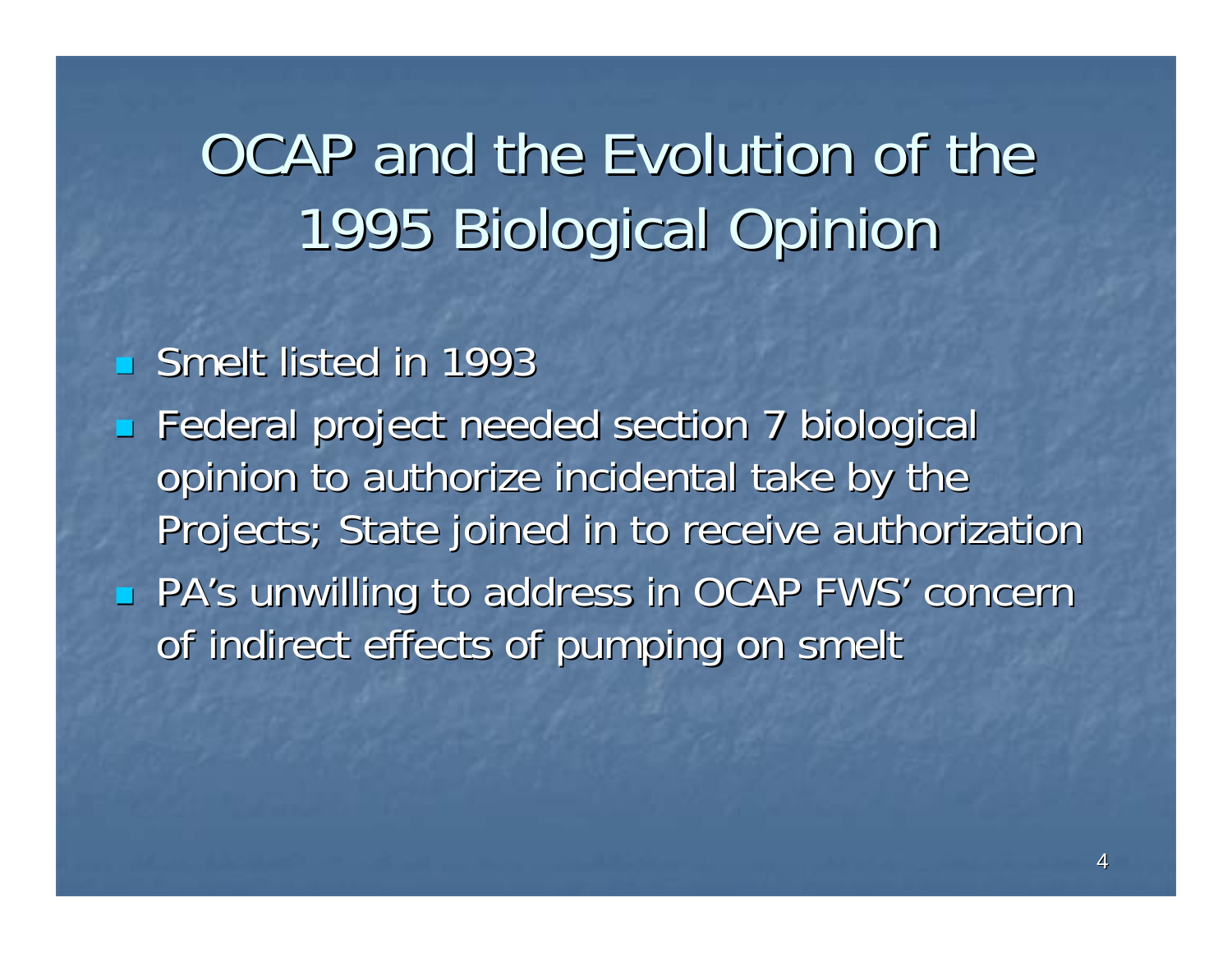# OCAP and the Evolution of the 1995 Biological Opinion

- Smelt listed in 1993
- Federal project needed section 7 biological opinion to authorize incidental take by the Projects; State joined in to receive authorization
- PA's unwilling to address in OCAP FWS' concern of indirect effects of pumping on smelt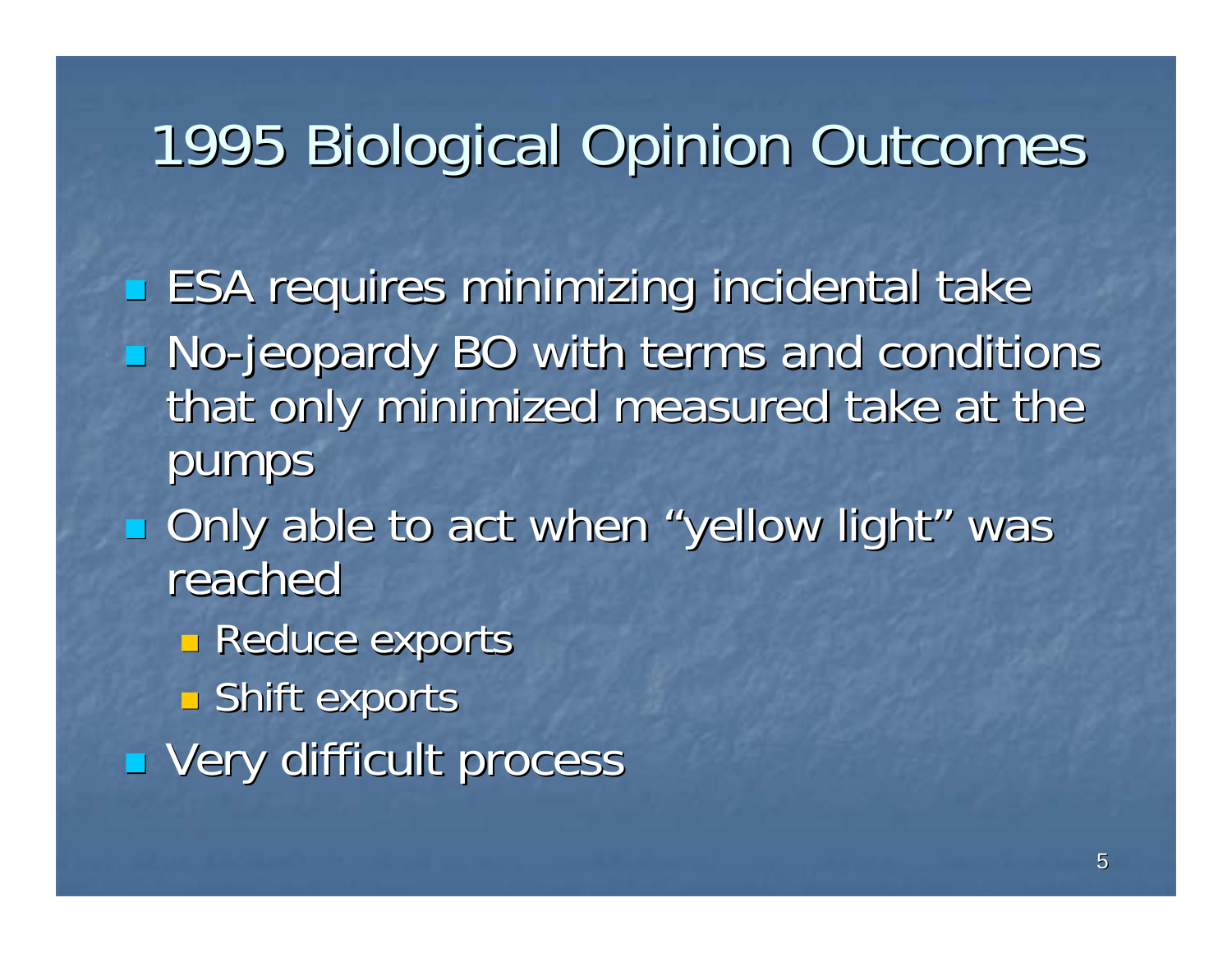# 1995 Biological Opinion Outcomes

- ESA requires minimizing incidental take
- No-jeopardy BO with terms and conditions that only minimized measured take at the pumps
- Only able to act when "yellow light" was reached
  - Reduce exports
  - Shift exports
- Very difficult process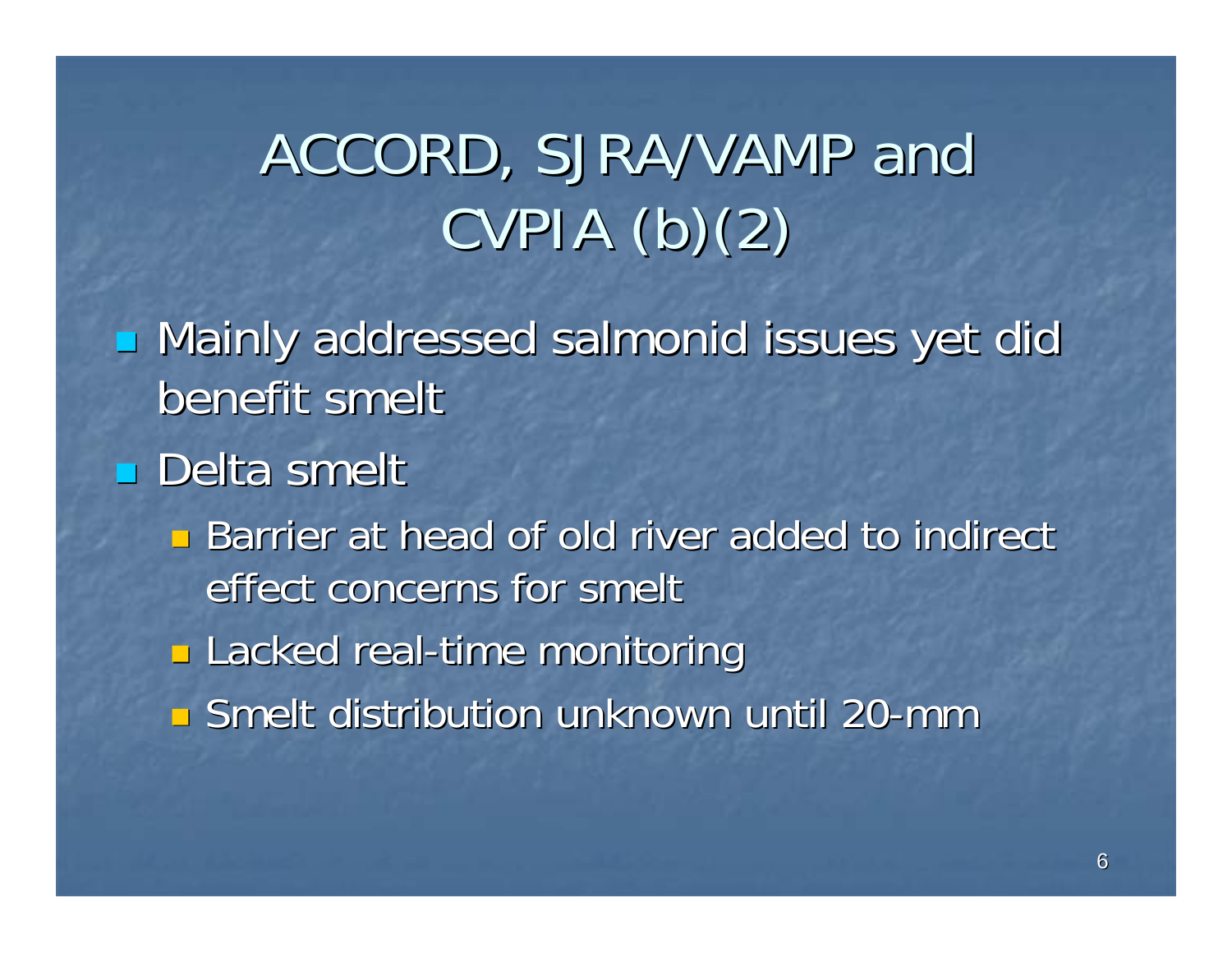# ACCORD, SJRA/VAMP and CVPIA (b)(2)

- Mainly addressed salmonid issues yet did benefit smelt
- Delta smelt
  - Barrier at head of old river added to indirect effect concerns for smelt
  - Lacked real-time monitoring
  - Smelt distribution unknown until 20-mm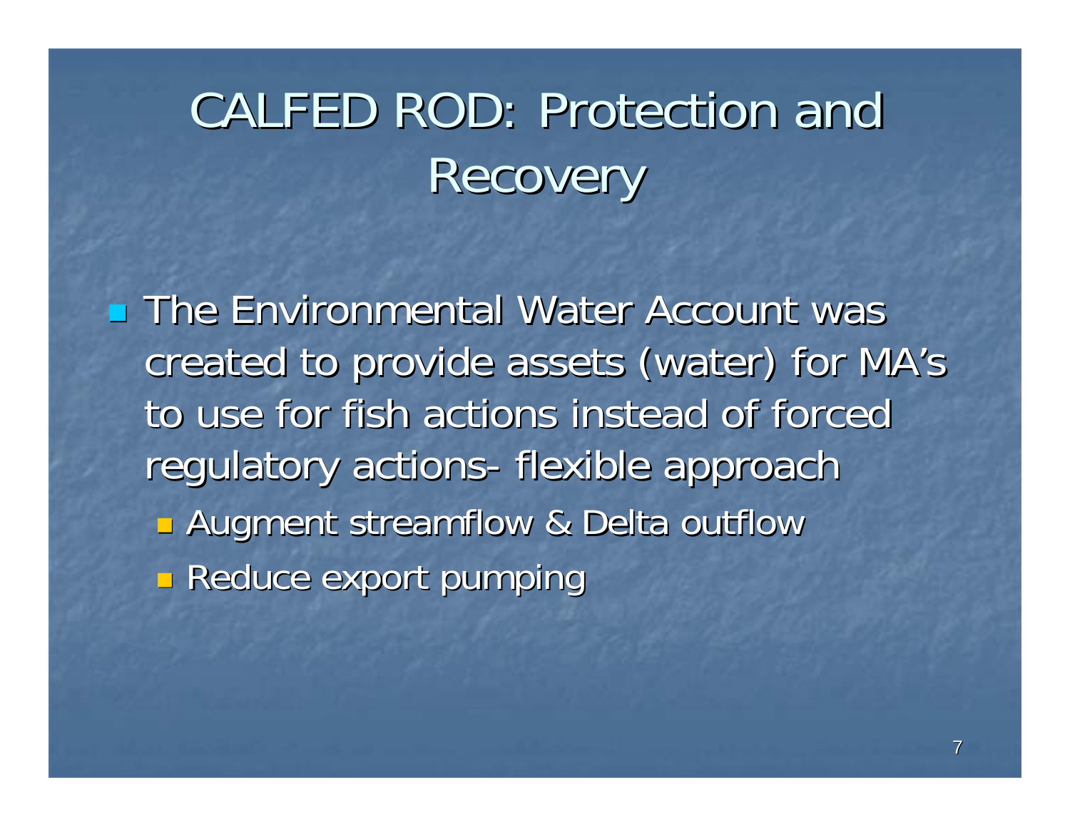# CALFED ROD: Protection and Recovery

- The Environmental Water Account was created to provide assets (water) for MA's to use for fish actions instead of forced regulatory actions- flexible approach
  - Augment streamflow & Delta outflow
  - Reduce export pumping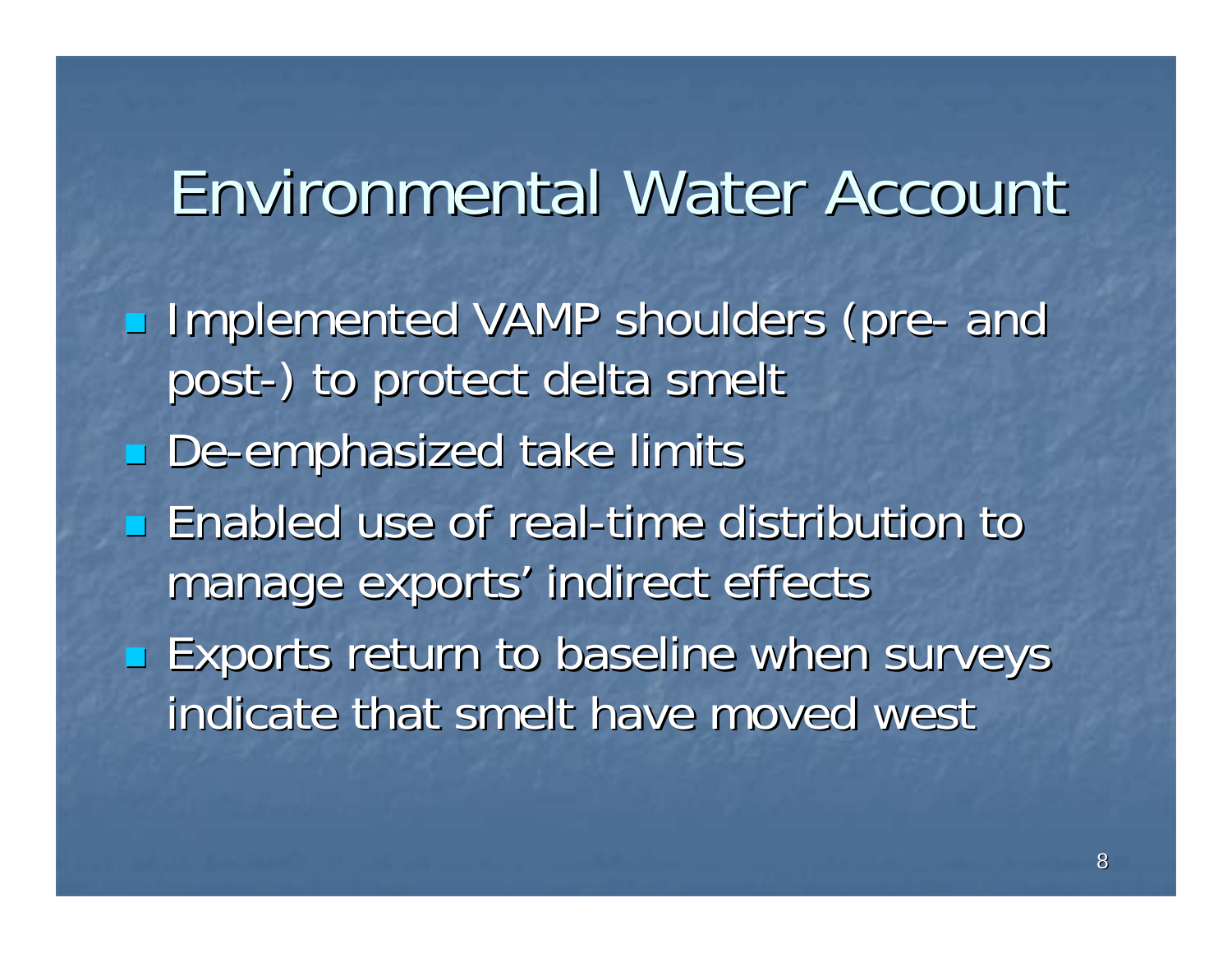# Environmental Water Account

- Implemented VAMP shoulders (pre- and post-) to protect delta smelt
- De-emphasized take limits
- Enabled use of real-time distribution to manage exports' indirect effects
- Exports return to baseline when surveys indicate that smelt have moved west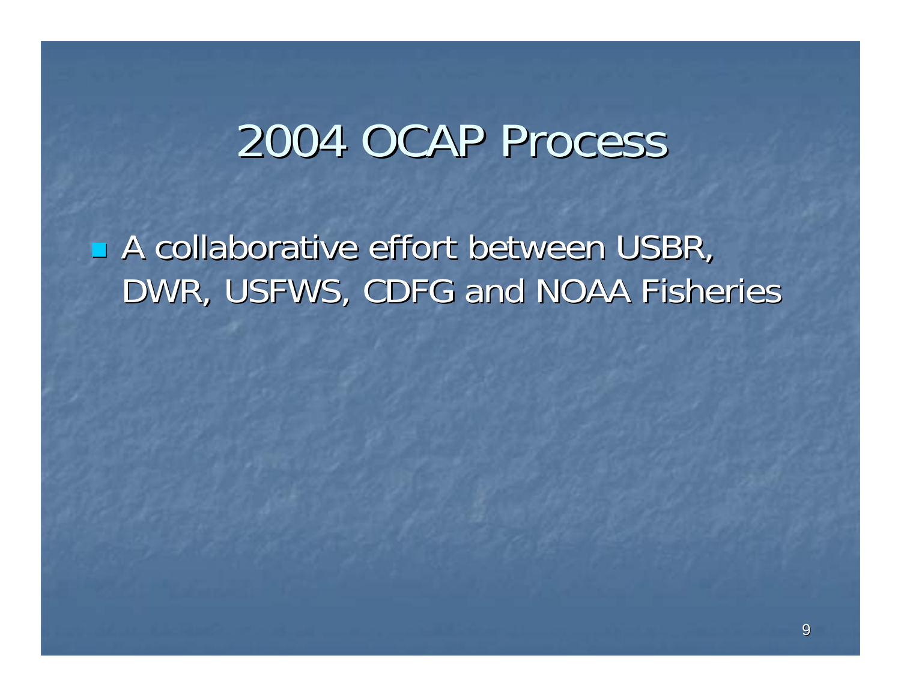# 2004 OCAP Process

- A collaborative effort between USBR, DWR, USFWS, CDFG and NOAA Fisheries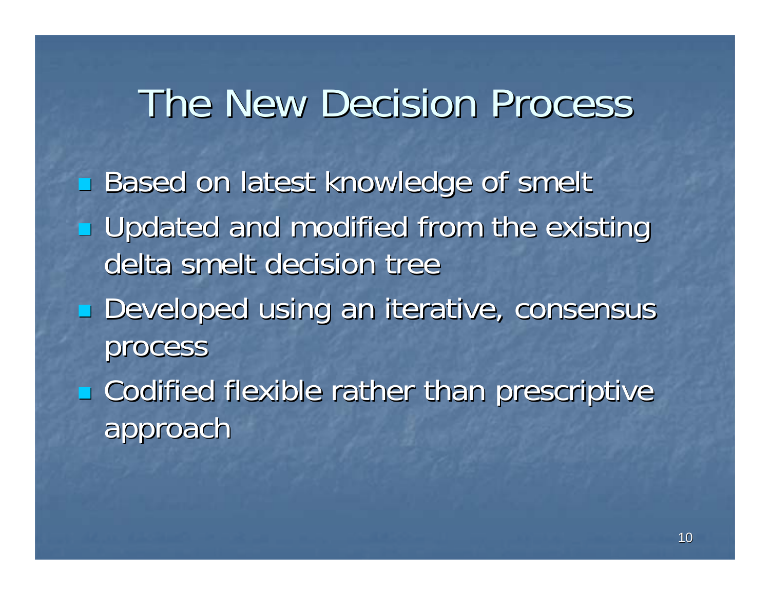# The New Decision Process

- Based on latest knowledge of smelt
- Updated and modified from the existing delta smelt decision tree
- Developed using an iterative, consensus process
- Codified flexible rather than prescriptive approach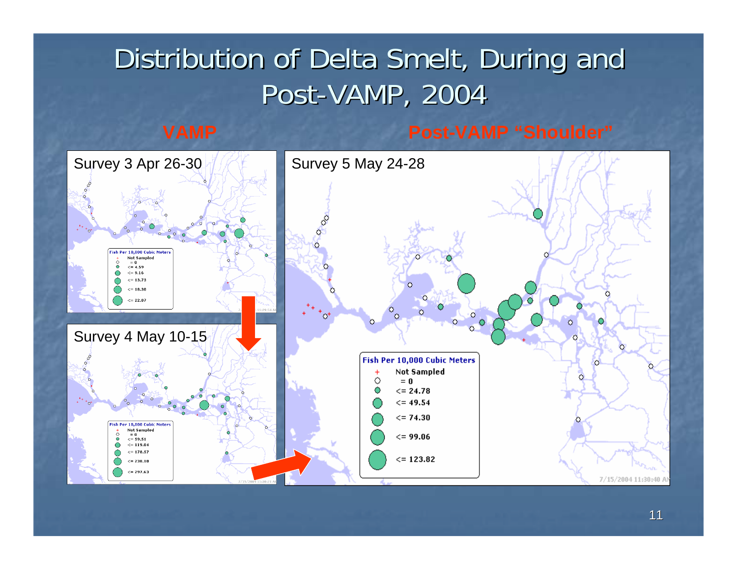# Distribution of Delta Smelt, During and Post-VAMP, 2004

**VAMP**

**Post-VAMP "Shoulder"**

Survey 3 Apr 26-30

Fish Per 10,000 Cubic Meters

- Not Sampled
- = 0
- <= 4.59
- <= 9.16
- <= 13.73
- <= 18.30
- <= 22.87

Survey 4 May 10-15

Fish Per 10,000 Cubic Meters

- Not Sampled
- = 0
- <= 59.51
- <= 119.04
- <= 178.57
- <= 238.10
- <= 297.63

Survey 5 May 24-28

Fish Per 10,000 Cubic Meters

- Not Sampled
- = 0
- <= 24.78
- <= 49.54
- <= 74.30
- <= 99.06
- <= 123.82

7/15/2004 11:30:40 AM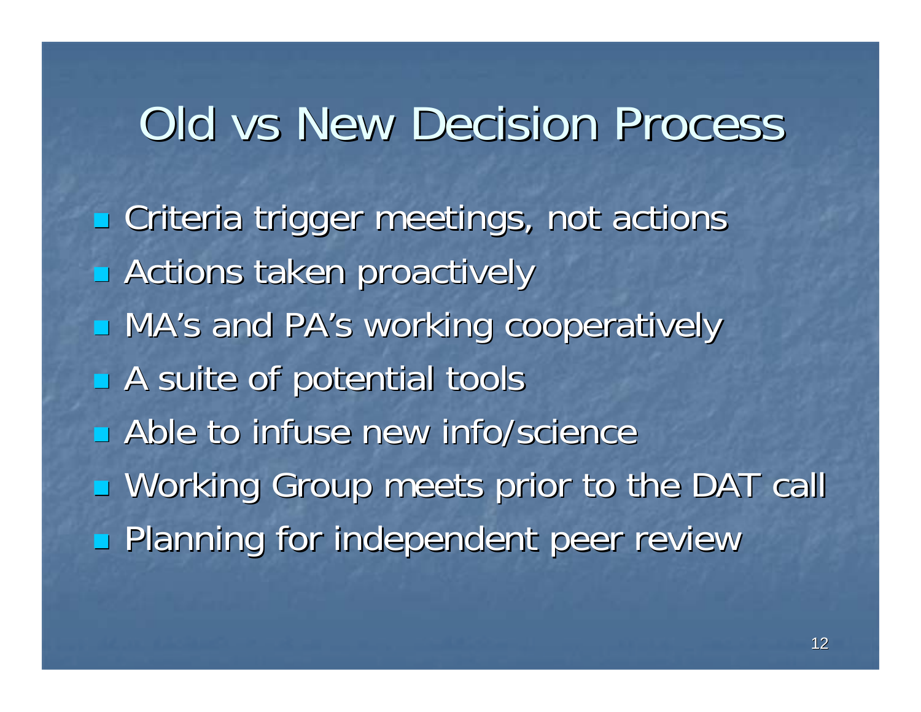# Old vs New Decision Process

- Criteria trigger meetings, not actions
- Actions taken proactively
- MA's and PA's working cooperatively
- A suite of potential tools
- Able to infuse new info/science
- Working Group meets prior to the DAT call
- Planning for independent peer review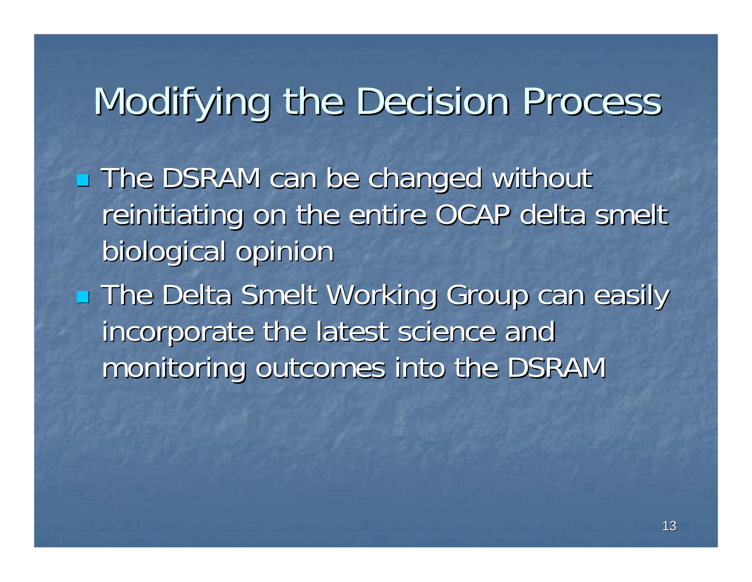# Modifying the Decision Process

- The DSRAM can be changed without reinitiating on the entire OCAP delta smelt biological opinion
- The Delta Smelt Working Group can easily incorporate the latest science and monitoring outcomes into the DSRAM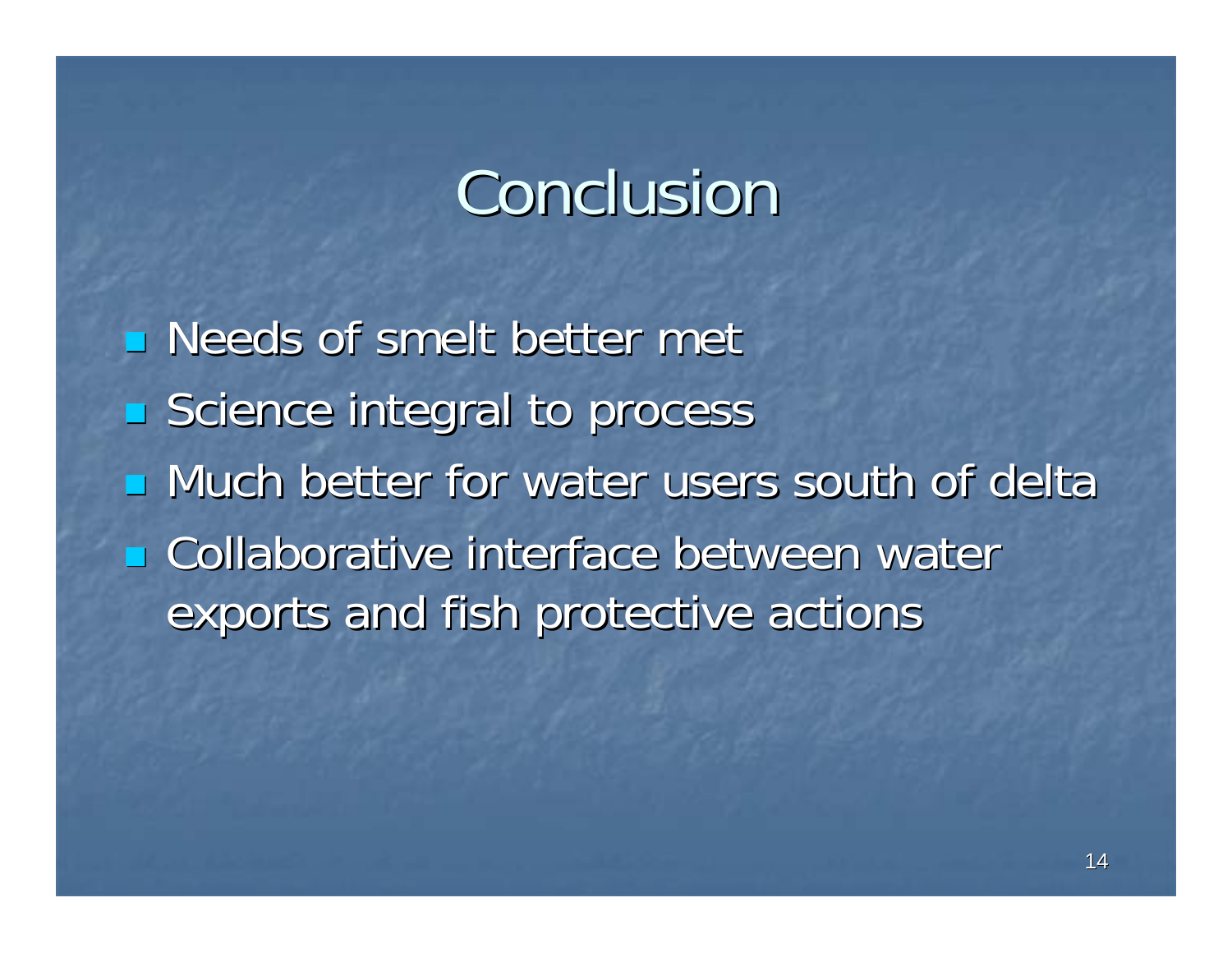# Conclusion

- Needs of smelt better met
- Science integral to process
- Much better for water users south of delta
- Collaborative interface between water exports and fish protective actions